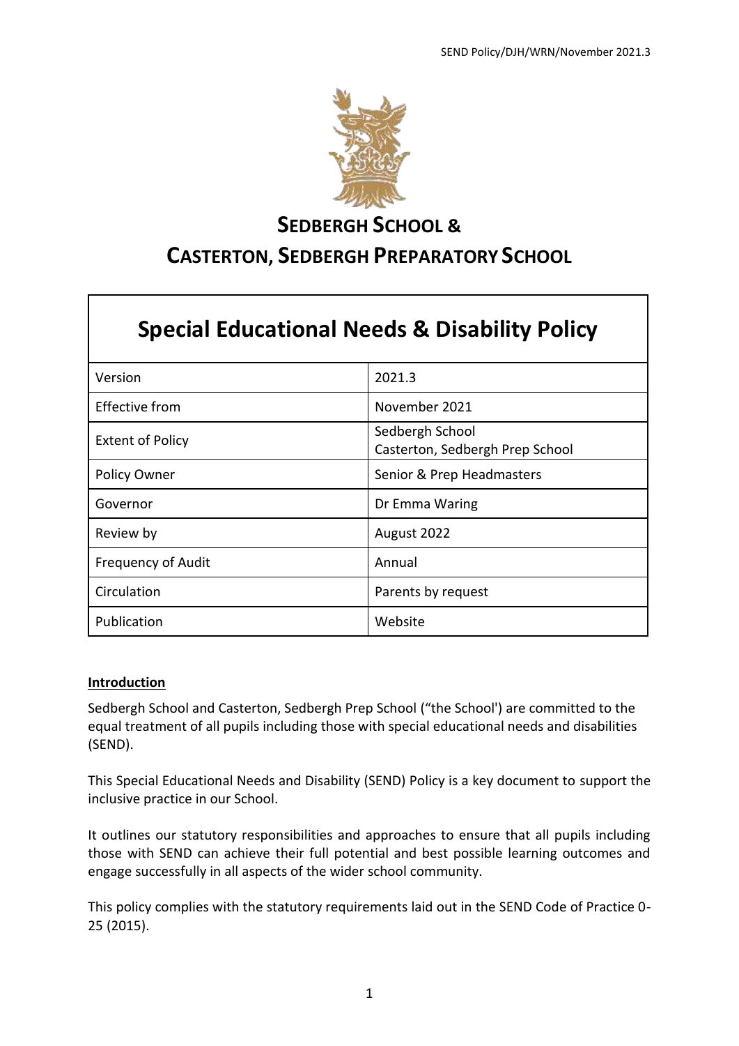# SEDBERGH SCHOOL &
# CASTERTON, SEDBERGH PREPARATORY SCHOOL

## Special Educational Needs & Disability Policy

| | |
|---|---|
| Version | 2021.3 |
| Effective from | November 2021 |
| Extent of Policy | Sedbergh School<br>Casterton, Sedbergh Prep School |
| Policy Owner | Senior & Prep Headmasters |
| Governor | Dr Emma Waring |
| Review by | August 2022 |
| Frequency of Audit | Annual |
| Circulation | Parents by request |
| Publication | Website |

**Introduction**

Sedbergh School and Casterton, Sedbergh Prep School ("the School') are committed to the equal treatment of all pupils including those with special educational needs and disabilities (SEND).

This Special Educational Needs and Disability (SEND) Policy is a key document to support the inclusive practice in our School.

It outlines our statutory responsibilities and approaches to ensure that all pupils including those with SEND can achieve their full potential and best possible learning outcomes and engage successfully in all aspects of the wider school community.

This policy complies with the statutory requirements laid out in the SEND Code of Practice 0-25 (2015).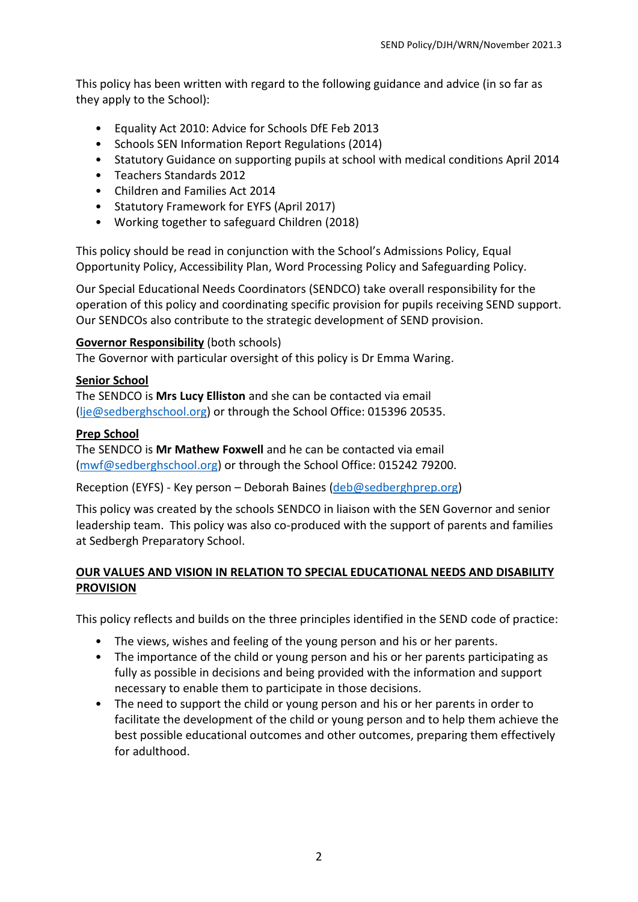This policy has been written with regard to the following guidance and advice (in so far as they apply to the School):

- Equality Act 2010: Advice for Schools DfE Feb 2013
- Schools SEN Information Report Regulations (2014)
- Statutory Guidance on supporting pupils at school with medical conditions April 2014
- Teachers Standards 2012
- Children and Families Act 2014
- Statutory Framework for EYFS (April 2017)
- Working together to safeguard Children (2018)

This policy should be read in conjunction with the School's Admissions Policy, Equal Opportunity Policy, Accessibility Plan, Word Processing Policy and Safeguarding Policy.

Our Special Educational Needs Coordinators (SENDCO) take overall responsibility for the operation of this policy and coordinating specific provision for pupils receiving SEND support. Our SENDCOs also contribute to the strategic development of SEND provision.

**Governor Responsibility** (both schools)
The Governor with particular oversight of this policy is Dr Emma Waring.

**Senior School**
The SENDCO is **Mrs Lucy Elliston** and she can be contacted via email (lje@sedberghschool.org) or through the School Office: 015396 20535.

**Prep School**
The SENDCO is **Mr Mathew Foxwell** and he can be contacted via email (mwf@sedberghschool.org) or through the School Office: 015242 79200.

Reception (EYFS) - Key person – Deborah Baines (deb@sedberghprep.org)

This policy was created by the schools SENDCO in liaison with the SEN Governor and senior leadership team. This policy was also co-produced with the support of parents and families at Sedbergh Preparatory School.

## OUR VALUES AND VISION IN RELATION TO SPECIAL EDUCATIONAL NEEDS AND DISABILITY PROVISION

This policy reflects and builds on the three principles identified in the SEND code of practice:

- The views, wishes and feeling of the young person and his or her parents.
- The importance of the child or young person and his or her parents participating as fully as possible in decisions and being provided with the information and support necessary to enable them to participate in those decisions.
- The need to support the child or young person and his or her parents in order to facilitate the development of the child or young person and to help them achieve the best possible educational outcomes and other outcomes, preparing them effectively for adulthood.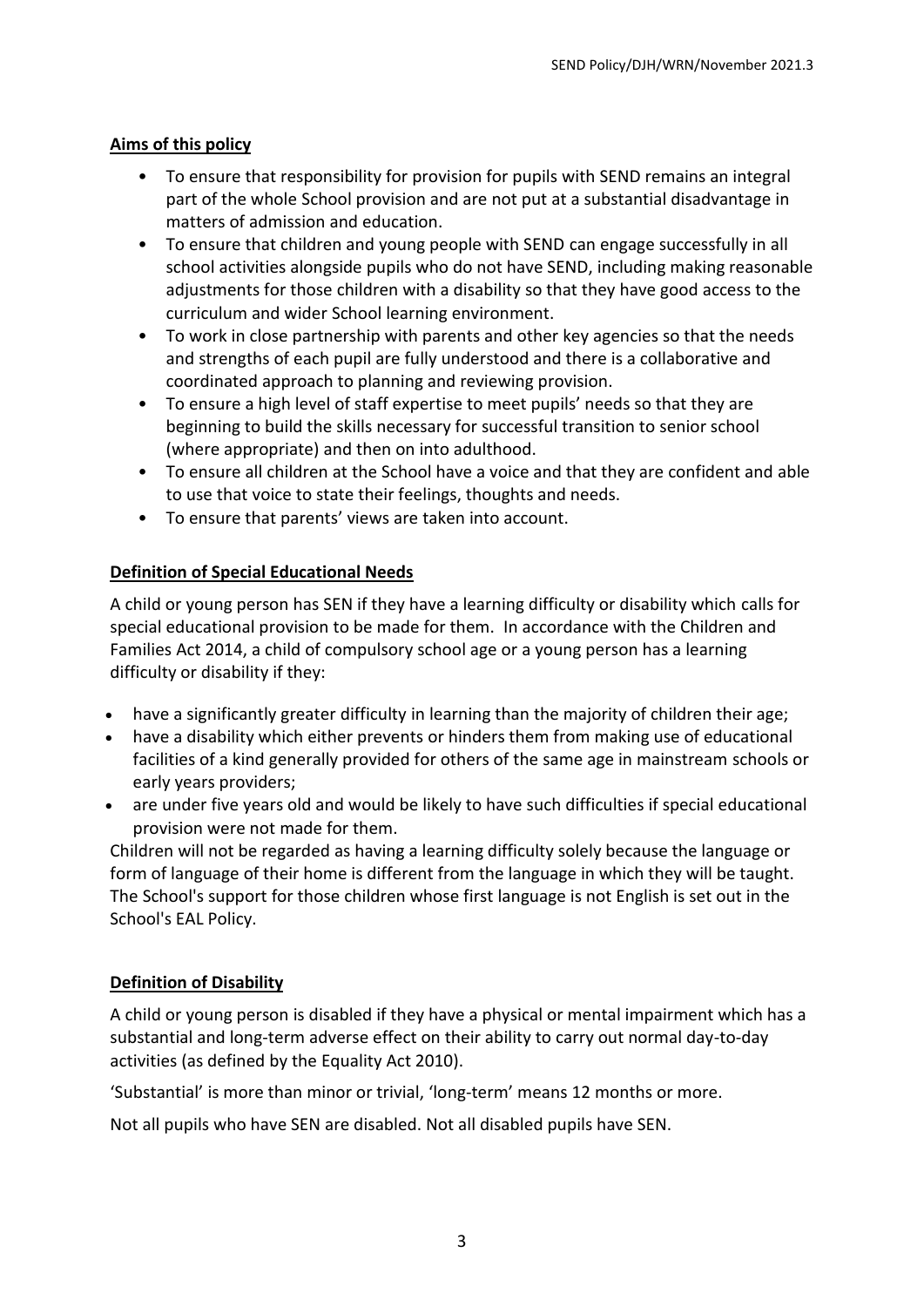**Aims of this policy**

- To ensure that responsibility for provision for pupils with SEND remains an integral part of the whole School provision and are not put at a substantial disadvantage in matters of admission and education.
- To ensure that children and young people with SEND can engage successfully in all school activities alongside pupils who do not have SEND, including making reasonable adjustments for those children with a disability so that they have good access to the curriculum and wider School learning environment.
- To work in close partnership with parents and other key agencies so that the needs and strengths of each pupil are fully understood and there is a collaborative and coordinated approach to planning and reviewing provision.
- To ensure a high level of staff expertise to meet pupils' needs so that they are beginning to build the skills necessary for successful transition to senior school (where appropriate) and then on into adulthood.
- To ensure all children at the School have a voice and that they are confident and able to use that voice to state their feelings, thoughts and needs.
- To ensure that parents' views are taken into account.

**Definition of Special Educational Needs**

A child or young person has SEN if they have a learning difficulty or disability which calls for special educational provision to be made for them. In accordance with the Children and Families Act 2014, a child of compulsory school age or a young person has a learning difficulty or disability if they:

- have a significantly greater difficulty in learning than the majority of children their age;
- have a disability which either prevents or hinders them from making use of educational facilities of a kind generally provided for others of the same age in mainstream schools or early years providers;
- are under five years old and would be likely to have such difficulties if special educational provision were not made for them.

Children will not be regarded as having a learning difficulty solely because the language or form of language of their home is different from the language in which they will be taught. The School's support for those children whose first language is not English is set out in the School's EAL Policy.

**Definition of Disability**

A child or young person is disabled if they have a physical or mental impairment which has a substantial and long-term adverse effect on their ability to carry out normal day-to-day activities (as defined by the Equality Act 2010).

'Substantial' is more than minor or trivial, 'long-term' means 12 months or more.

Not all pupils who have SEN are disabled. Not all disabled pupils have SEN.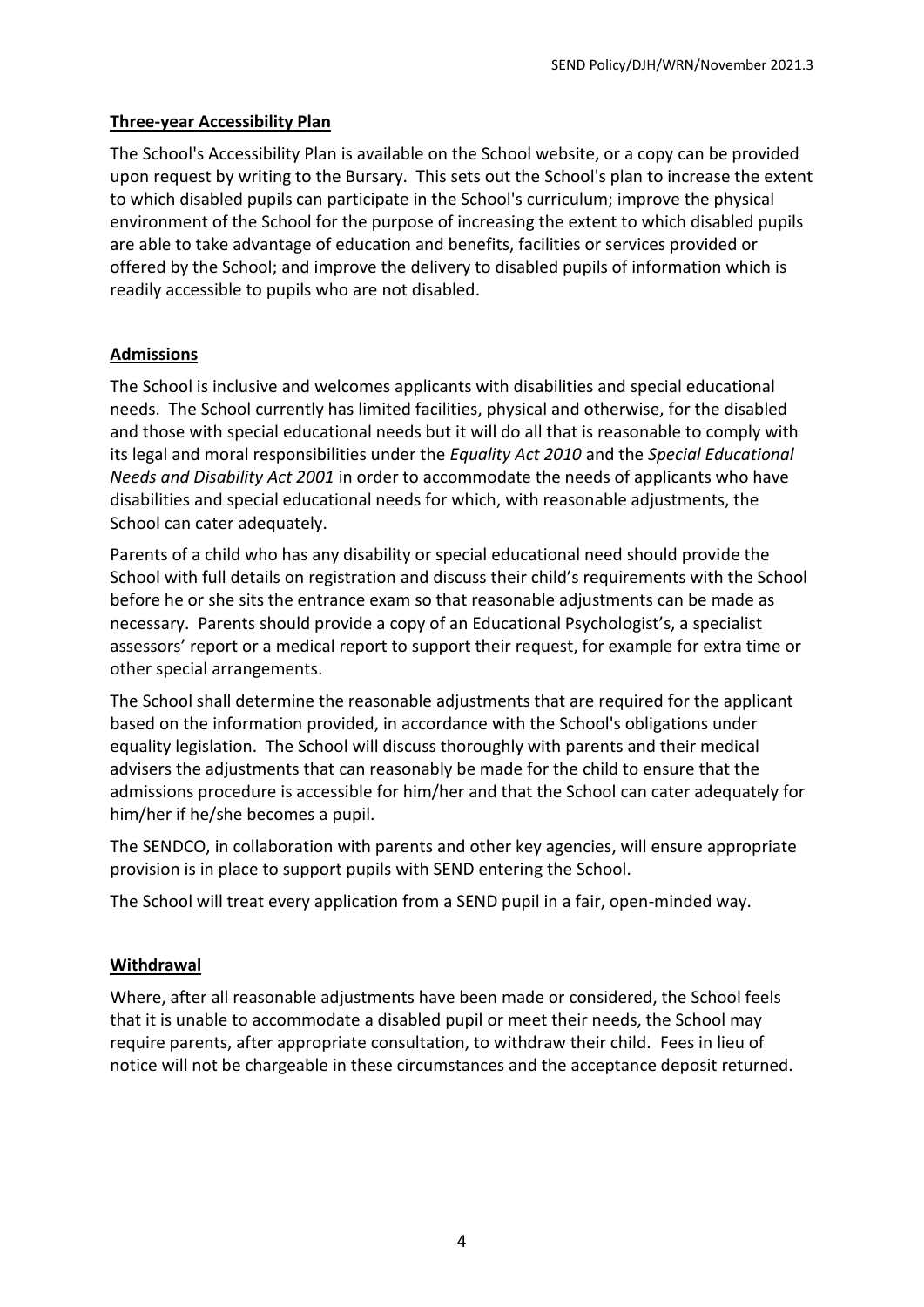## **Three-year Accessibility Plan**

The School's Accessibility Plan is available on the School website, or a copy can be provided upon request by writing to the Bursary. This sets out the School's plan to increase the extent to which disabled pupils can participate in the School's curriculum; improve the physical environment of the School for the purpose of increasing the extent to which disabled pupils are able to take advantage of education and benefits, facilities or services provided or offered by the School; and improve the delivery to disabled pupils of information which is readily accessible to pupils who are not disabled.

## **Admissions**

The School is inclusive and welcomes applicants with disabilities and special educational needs. The School currently has limited facilities, physical and otherwise, for the disabled and those with special educational needs but it will do all that is reasonable to comply with its legal and moral responsibilities under the *Equality Act 2010* and the *Special Educational Needs and Disability Act 2001* in order to accommodate the needs of applicants who have disabilities and special educational needs for which, with reasonable adjustments, the School can cater adequately.

Parents of a child who has any disability or special educational need should provide the School with full details on registration and discuss their child's requirements with the School before he or she sits the entrance exam so that reasonable adjustments can be made as necessary. Parents should provide a copy of an Educational Psychologist's, a specialist assessors' report or a medical report to support their request, for example for extra time or other special arrangements.

The School shall determine the reasonable adjustments that are required for the applicant based on the information provided, in accordance with the School's obligations under equality legislation. The School will discuss thoroughly with parents and their medical advisers the adjustments that can reasonably be made for the child to ensure that the admissions procedure is accessible for him/her and that the School can cater adequately for him/her if he/she becomes a pupil.

The SENDCO, in collaboration with parents and other key agencies, will ensure appropriate provision is in place to support pupils with SEND entering the School.

The School will treat every application from a SEND pupil in a fair, open-minded way.

## **Withdrawal**

Where, after all reasonable adjustments have been made or considered, the School feels that it is unable to accommodate a disabled pupil or meet their needs, the School may require parents, after appropriate consultation, to withdraw their child. Fees in lieu of notice will not be chargeable in these circumstances and the acceptance deposit returned.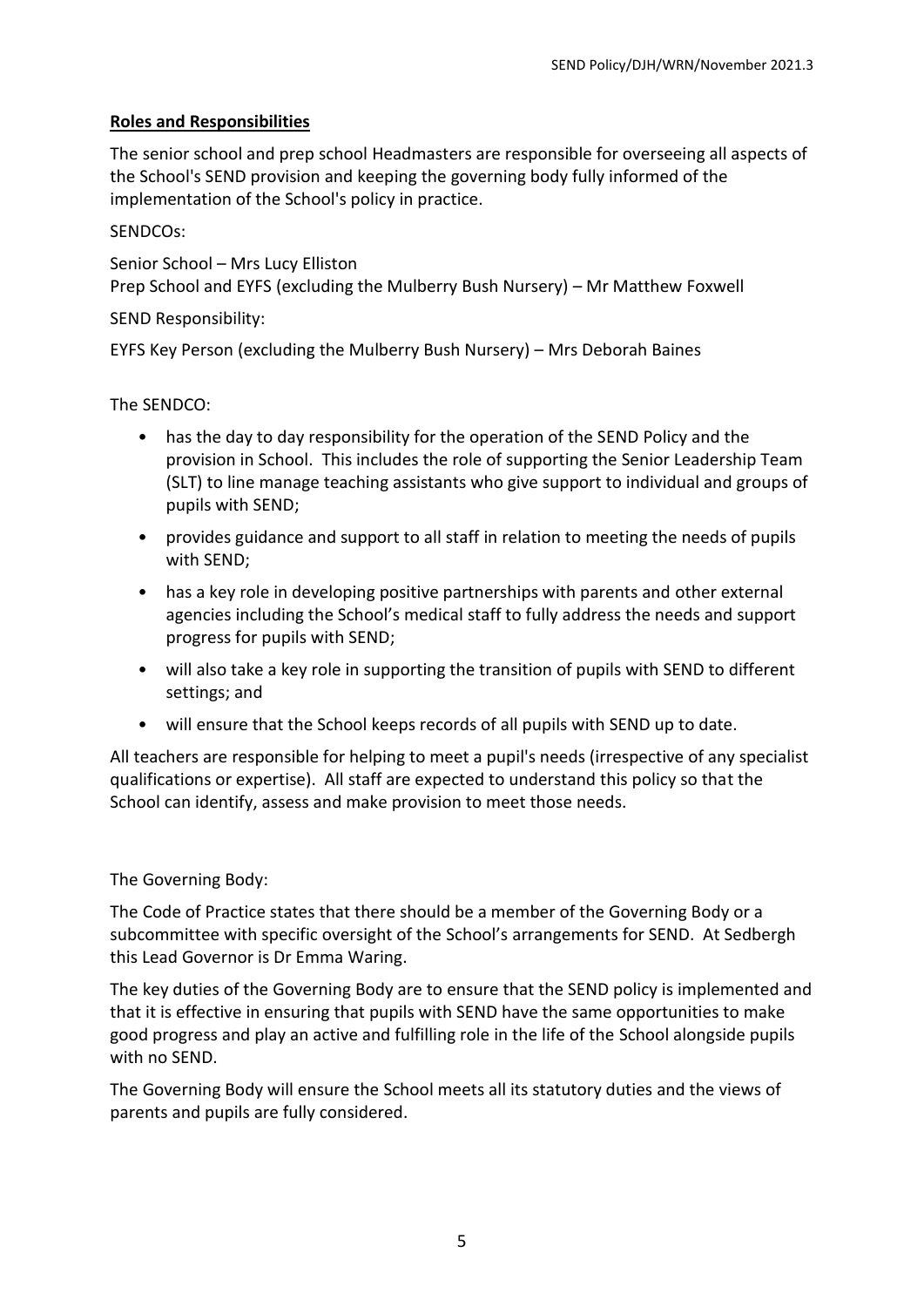**Roles and Responsibilities**

The senior school and prep school Headmasters are responsible for overseeing all aspects of the School's SEND provision and keeping the governing body fully informed of the implementation of the School's policy in practice.

SENDCOs:

Senior School – Mrs Lucy Elliston
Prep School and EYFS (excluding the Mulberry Bush Nursery) – Mr Matthew Foxwell

SEND Responsibility:

EYFS Key Person (excluding the Mulberry Bush Nursery) – Mrs Deborah Baines

The SENDCO:

- has the day to day responsibility for the operation of the SEND Policy and the provision in School. This includes the role of supporting the Senior Leadership Team (SLT) to line manage teaching assistants who give support to individual and groups of pupils with SEND;
- provides guidance and support to all staff in relation to meeting the needs of pupils with SEND;
- has a key role in developing positive partnerships with parents and other external agencies including the School's medical staff to fully address the needs and support progress for pupils with SEND;
- will also take a key role in supporting the transition of pupils with SEND to different settings; and
- will ensure that the School keeps records of all pupils with SEND up to date.

All teachers are responsible for helping to meet a pupil's needs (irrespective of any specialist qualifications or expertise). All staff are expected to understand this policy so that the School can identify, assess and make provision to meet those needs.

The Governing Body:

The Code of Practice states that there should be a member of the Governing Body or a subcommittee with specific oversight of the School's arrangements for SEND. At Sedbergh this Lead Governor is Dr Emma Waring.

The key duties of the Governing Body are to ensure that the SEND policy is implemented and that it is effective in ensuring that pupils with SEND have the same opportunities to make good progress and play an active and fulfilling role in the life of the School alongside pupils with no SEND.

The Governing Body will ensure the School meets all its statutory duties and the views of parents and pupils are fully considered.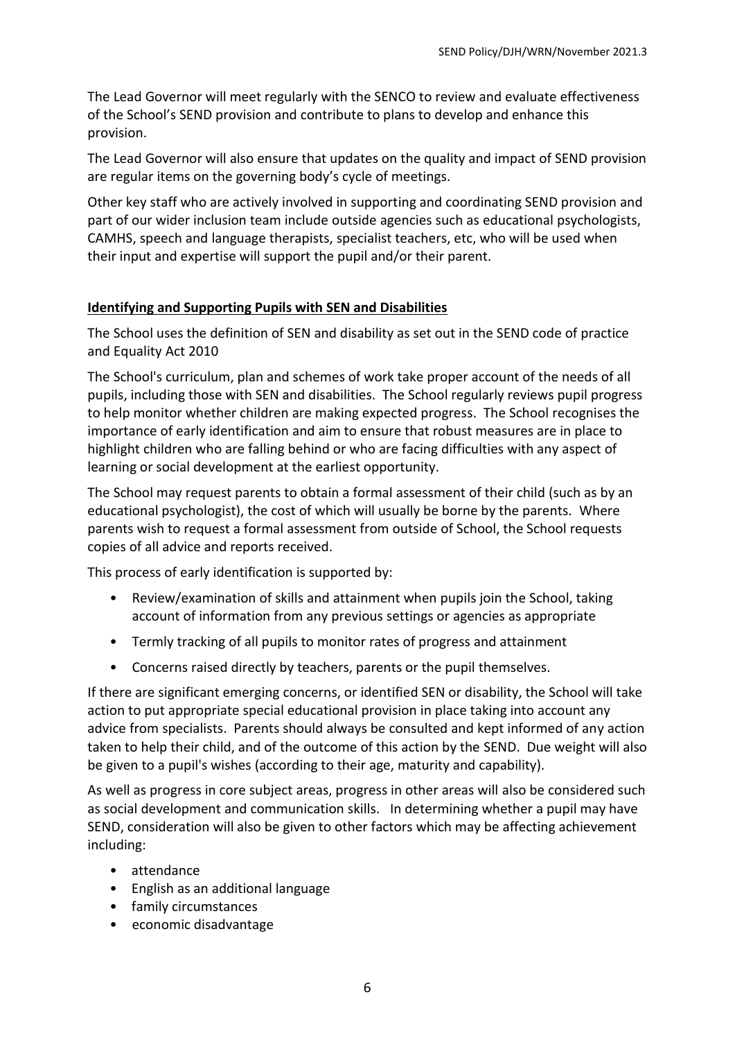The Lead Governor will meet regularly with the SENCO to review and evaluate effectiveness of the School's SEND provision and contribute to plans to develop and enhance this provision.

The Lead Governor will also ensure that updates on the quality and impact of SEND provision are regular items on the governing body's cycle of meetings.

Other key staff who are actively involved in supporting and coordinating SEND provision and part of our wider inclusion team include outside agencies such as educational psychologists, CAMHS, speech and language therapists, specialist teachers, etc, who will be used when their input and expertise will support the pupil and/or their parent.

## **Identifying and Supporting Pupils with SEN and Disabilities**

The School uses the definition of SEN and disability as set out in the SEND code of practice and Equality Act 2010

The School's curriculum, plan and schemes of work take proper account of the needs of all pupils, including those with SEN and disabilities. The School regularly reviews pupil progress to help monitor whether children are making expected progress. The School recognises the importance of early identification and aim to ensure that robust measures are in place to highlight children who are falling behind or who are facing difficulties with any aspect of learning or social development at the earliest opportunity.

The School may request parents to obtain a formal assessment of their child (such as by an educational psychologist), the cost of which will usually be borne by the parents. Where parents wish to request a formal assessment from outside of School, the School requests copies of all advice and reports received.

This process of early identification is supported by:

- Review/examination of skills and attainment when pupils join the School, taking account of information from any previous settings or agencies as appropriate
- Termly tracking of all pupils to monitor rates of progress and attainment
- Concerns raised directly by teachers, parents or the pupil themselves.

If there are significant emerging concerns, or identified SEN or disability, the School will take action to put appropriate special educational provision in place taking into account any advice from specialists. Parents should always be consulted and kept informed of any action taken to help their child, and of the outcome of this action by the SEND. Due weight will also be given to a pupil's wishes (according to their age, maturity and capability).

As well as progress in core subject areas, progress in other areas will also be considered such as social development and communication skills. In determining whether a pupil may have SEND, consideration will also be given to other factors which may be affecting achievement including:

- attendance
- English as an additional language
- family circumstances
- economic disadvantage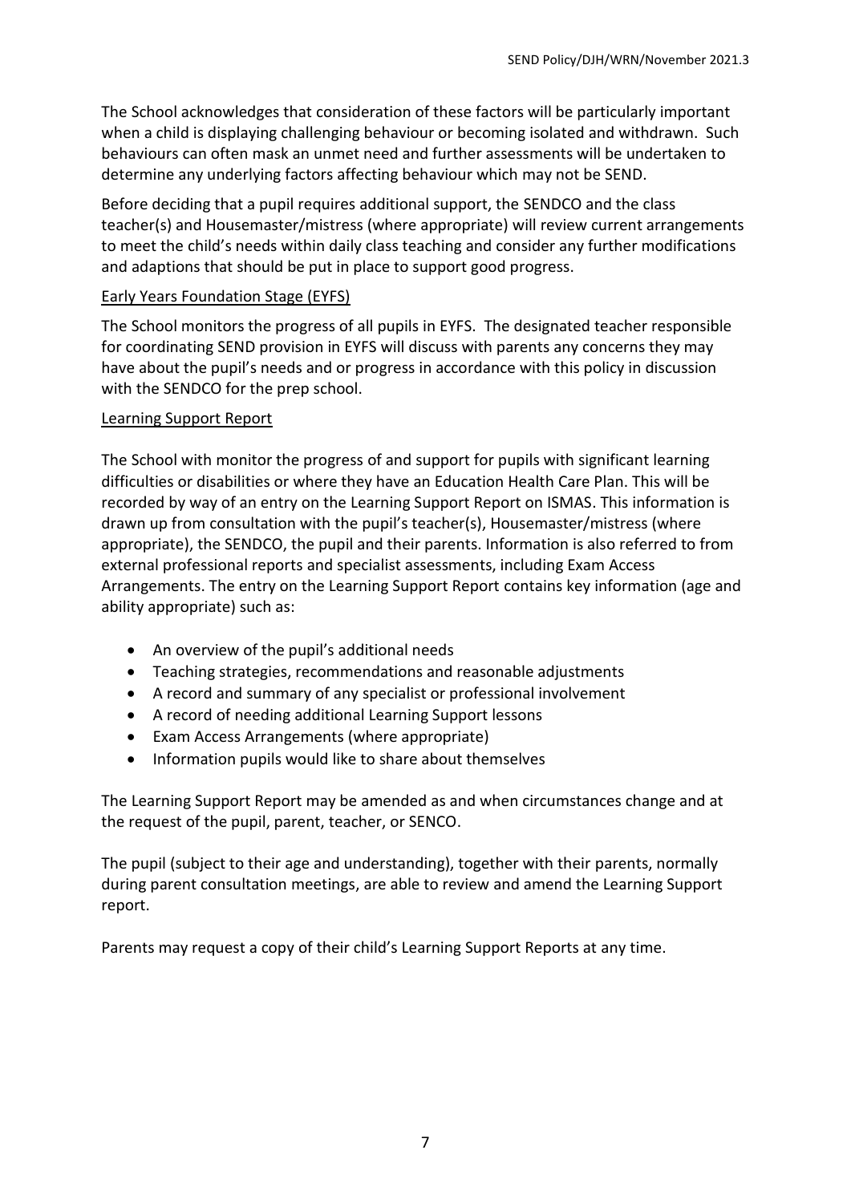The School acknowledges that consideration of these factors will be particularly important when a child is displaying challenging behaviour or becoming isolated and withdrawn. Such behaviours can often mask an unmet need and further assessments will be undertaken to determine any underlying factors affecting behaviour which may not be SEND.

Before deciding that a pupil requires additional support, the SENDCO and the class teacher(s) and Housemaster/mistress (where appropriate) will review current arrangements to meet the child's needs within daily class teaching and consider any further modifications and adaptions that should be put in place to support good progress.

Early Years Foundation Stage (EYFS)

The School monitors the progress of all pupils in EYFS. The designated teacher responsible for coordinating SEND provision in EYFS will discuss with parents any concerns they may have about the pupil's needs and or progress in accordance with this policy in discussion with the SENDCO for the prep school.

Learning Support Report

The School with monitor the progress of and support for pupils with significant learning difficulties or disabilities or where they have an Education Health Care Plan. This will be recorded by way of an entry on the Learning Support Report on ISMAS. This information is drawn up from consultation with the pupil's teacher(s), Housemaster/mistress (where appropriate), the SENDCO, the pupil and their parents. Information is also referred to from external professional reports and specialist assessments, including Exam Access Arrangements. The entry on the Learning Support Report contains key information (age and ability appropriate) such as:

- An overview of the pupil's additional needs
- Teaching strategies, recommendations and reasonable adjustments
- A record and summary of any specialist or professional involvement
- A record of needing additional Learning Support lessons
- Exam Access Arrangements (where appropriate)
- Information pupils would like to share about themselves

The Learning Support Report may be amended as and when circumstances change and at the request of the pupil, parent, teacher, or SENCO.

The pupil (subject to their age and understanding), together with their parents, normally during parent consultation meetings, are able to review and amend the Learning Support report.

Parents may request a copy of their child's Learning Support Reports at any time.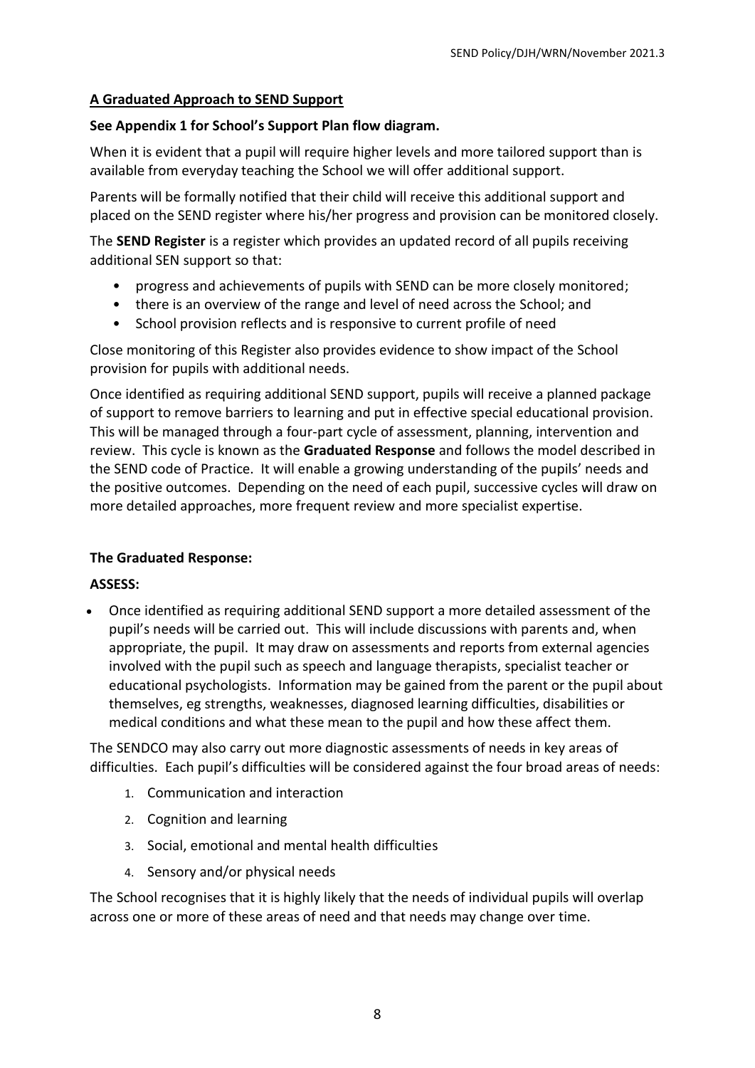**A Graduated Approach to SEND Support**

**See Appendix 1 for School's Support Plan flow diagram.**

When it is evident that a pupil will require higher levels and more tailored support than is available from everyday teaching the School we will offer additional support.

Parents will be formally notified that their child will receive this additional support and placed on the SEND register where his/her progress and provision can be monitored closely.

The **SEND Register** is a register which provides an updated record of all pupils receiving additional SEN support so that:

- progress and achievements of pupils with SEND can be more closely monitored;
- there is an overview of the range and level of need across the School; and
- School provision reflects and is responsive to current profile of need

Close monitoring of this Register also provides evidence to show impact of the School provision for pupils with additional needs.

Once identified as requiring additional SEND support, pupils will receive a planned package of support to remove barriers to learning and put in effective special educational provision. This will be managed through a four-part cycle of assessment, planning, intervention and review. This cycle is known as the **Graduated Response** and follows the model described in the SEND code of Practice. It will enable a growing understanding of the pupils' needs and the positive outcomes. Depending on the need of each pupil, successive cycles will draw on more detailed approaches, more frequent review and more specialist expertise.

**The Graduated Response:**

**ASSESS:**

- Once identified as requiring additional SEND support a more detailed assessment of the pupil's needs will be carried out. This will include discussions with parents and, when appropriate, the pupil. It may draw on assessments and reports from external agencies involved with the pupil such as speech and language therapists, specialist teacher or educational psychologists. Information may be gained from the parent or the pupil about themselves, eg strengths, weaknesses, diagnosed learning difficulties, disabilities or medical conditions and what these mean to the pupil and how these affect them.

The SENDCO may also carry out more diagnostic assessments of needs in key areas of difficulties. Each pupil's difficulties will be considered against the four broad areas of needs:

1. Communication and interaction
2. Cognition and learning
3. Social, emotional and mental health difficulties
4. Sensory and/or physical needs

The School recognises that it is highly likely that the needs of individual pupils will overlap across one or more of these areas of need and that needs may change over time.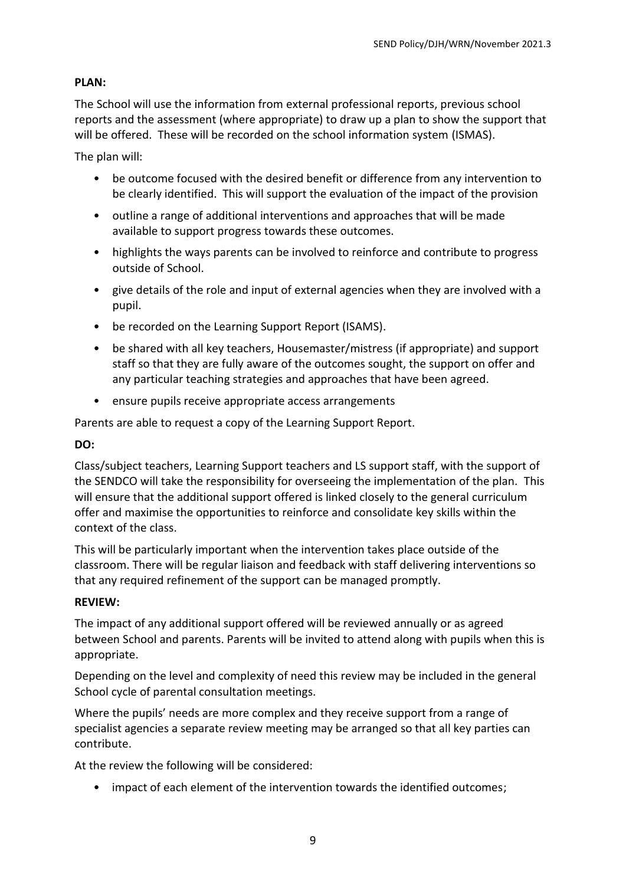**PLAN:**

The School will use the information from external professional reports, previous school reports and the assessment (where appropriate) to draw up a plan to show the support that will be offered. These will be recorded on the school information system (ISMAS).

The plan will:

- be outcome focused with the desired benefit or difference from any intervention to be clearly identified. This will support the evaluation of the impact of the provision
- outline a range of additional interventions and approaches that will be made available to support progress towards these outcomes.
- highlights the ways parents can be involved to reinforce and contribute to progress outside of School.
- give details of the role and input of external agencies when they are involved with a pupil.
- be recorded on the Learning Support Report (ISAMS).
- be shared with all key teachers, Housemaster/mistress (if appropriate) and support staff so that they are fully aware of the outcomes sought, the support on offer and any particular teaching strategies and approaches that have been agreed.
- ensure pupils receive appropriate access arrangements

Parents are able to request a copy of the Learning Support Report.

**DO:**

Class/subject teachers, Learning Support teachers and LS support staff, with the support of the SENDCO will take the responsibility for overseeing the implementation of the plan. This will ensure that the additional support offered is linked closely to the general curriculum offer and maximise the opportunities to reinforce and consolidate key skills within the context of the class.

This will be particularly important when the intervention takes place outside of the classroom. There will be regular liaison and feedback with staff delivering interventions so that any required refinement of the support can be managed promptly.

**REVIEW:**

The impact of any additional support offered will be reviewed annually or as agreed between School and parents. Parents will be invited to attend along with pupils when this is appropriate.

Depending on the level and complexity of need this review may be included in the general School cycle of parental consultation meetings.

Where the pupils' needs are more complex and they receive support from a range of specialist agencies a separate review meeting may be arranged so that all key parties can contribute.

At the review the following will be considered:

- impact of each element of the intervention towards the identified outcomes;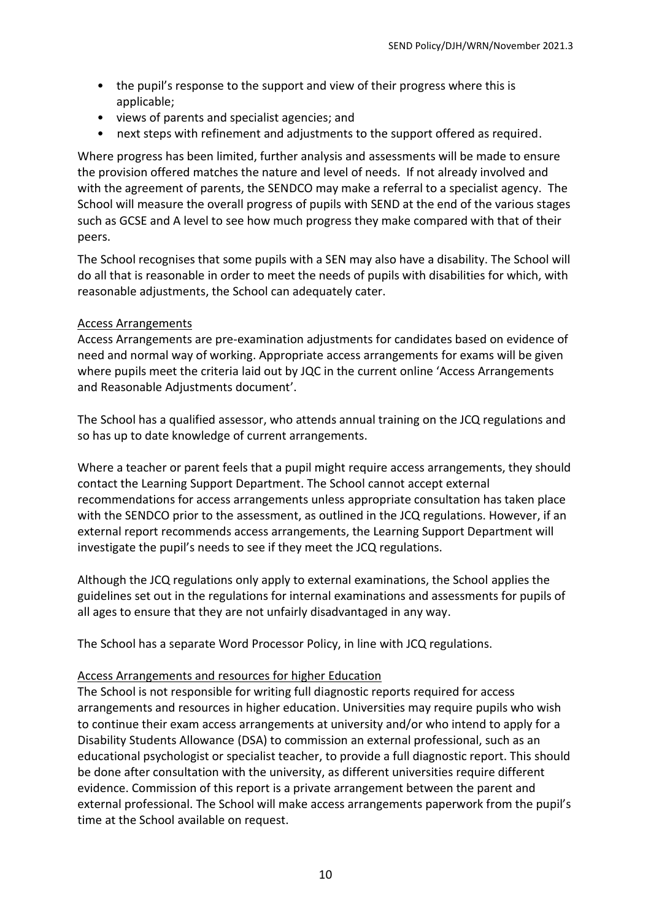- the pupil's response to the support and view of their progress where this is applicable;
- views of parents and specialist agencies; and
- next steps with refinement and adjustments to the support offered as required.

Where progress has been limited, further analysis and assessments will be made to ensure the provision offered matches the nature and level of needs. If not already involved and with the agreement of parents, the SENDCO may make a referral to a specialist agency. The School will measure the overall progress of pupils with SEND at the end of the various stages such as GCSE and A level to see how much progress they make compared with that of their peers.

The School recognises that some pupils with a SEN may also have a disability. The School will do all that is reasonable in order to meet the needs of pupils with disabilities for which, with reasonable adjustments, the School can adequately cater.

<u>Access Arrangements</u>

Access Arrangements are pre-examination adjustments for candidates based on evidence of need and normal way of working. Appropriate access arrangements for exams will be given where pupils meet the criteria laid out by JQC in the current online 'Access Arrangements and Reasonable Adjustments document'.

The School has a qualified assessor, who attends annual training on the JCQ regulations and so has up to date knowledge of current arrangements.

Where a teacher or parent feels that a pupil might require access arrangements, they should contact the Learning Support Department. The School cannot accept external recommendations for access arrangements unless appropriate consultation has taken place with the SENDCO prior to the assessment, as outlined in the JCQ regulations. However, if an external report recommends access arrangements, the Learning Support Department will investigate the pupil's needs to see if they meet the JCQ regulations.

Although the JCQ regulations only apply to external examinations, the School applies the guidelines set out in the regulations for internal examinations and assessments for pupils of all ages to ensure that they are not unfairly disadvantaged in any way.

The School has a separate Word Processor Policy, in line with JCQ regulations.

<u>Access Arrangements and resources for higher Education</u>

The School is not responsible for writing full diagnostic reports required for access arrangements and resources in higher education. Universities may require pupils who wish to continue their exam access arrangements at university and/or who intend to apply for a Disability Students Allowance (DSA) to commission an external professional, such as an educational psychologist or specialist teacher, to provide a full diagnostic report. This should be done after consultation with the university, as different universities require different evidence. Commission of this report is a private arrangement between the parent and external professional. The School will make access arrangements paperwork from the pupil's time at the School available on request.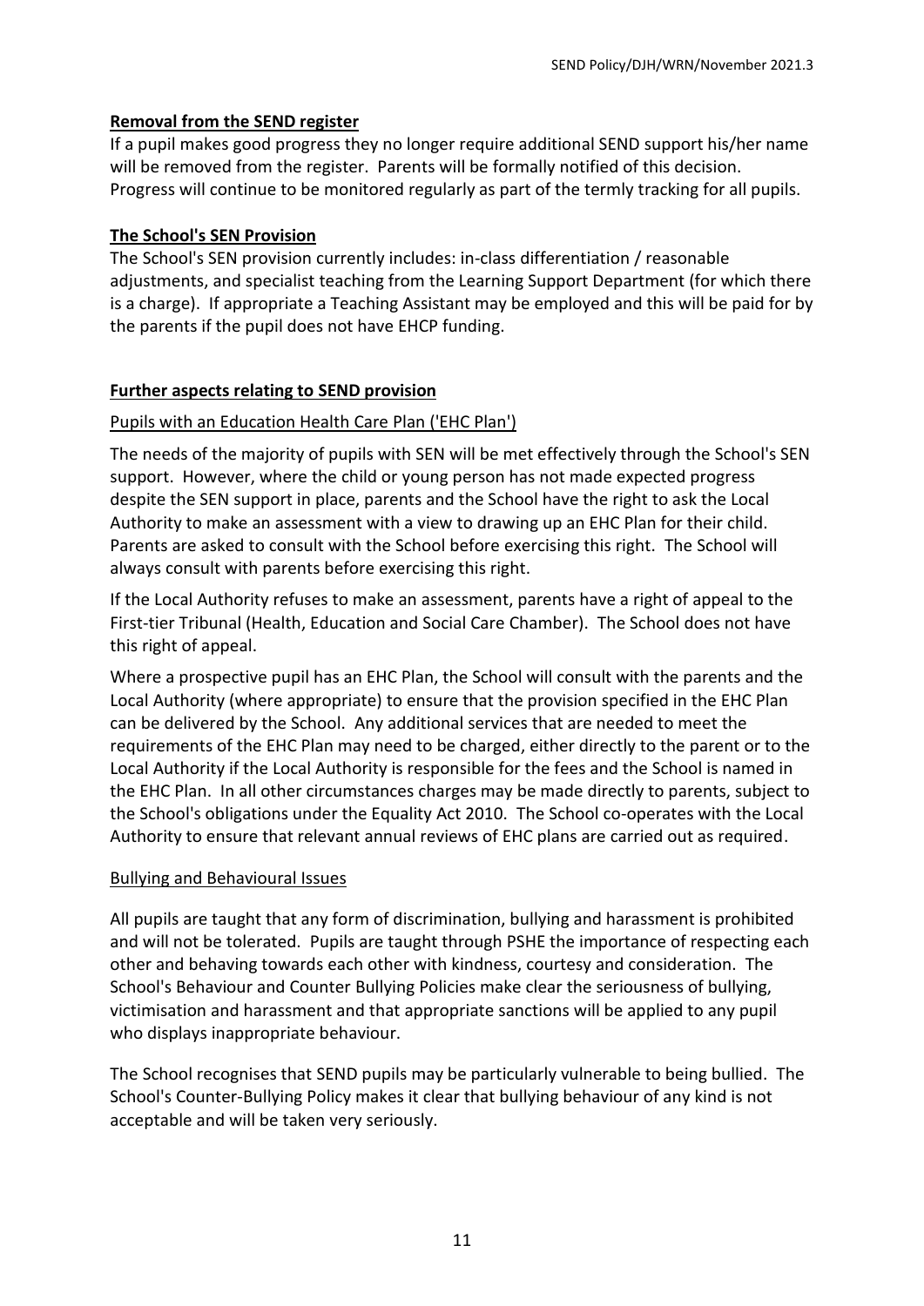**Removal from the SEND register**

If a pupil makes good progress they no longer require additional SEND support his/her name will be removed from the register. Parents will be formally notified of this decision. Progress will continue to be monitored regularly as part of the termly tracking for all pupils.

**The School's SEN Provision**

The School's SEN provision currently includes: in-class differentiation / reasonable adjustments, and specialist teaching from the Learning Support Department (for which there is a charge). If appropriate a Teaching Assistant may be employed and this will be paid for by the parents if the pupil does not have EHCP funding.

**Further aspects relating to SEND provision**

Pupils with an Education Health Care Plan ('EHC Plan')

The needs of the majority of pupils with SEN will be met effectively through the School's SEN support. However, where the child or young person has not made expected progress despite the SEN support in place, parents and the School have the right to ask the Local Authority to make an assessment with a view to drawing up an EHC Plan for their child. Parents are asked to consult with the School before exercising this right. The School will always consult with parents before exercising this right.

If the Local Authority refuses to make an assessment, parents have a right of appeal to the First-tier Tribunal (Health, Education and Social Care Chamber). The School does not have this right of appeal.

Where a prospective pupil has an EHC Plan, the School will consult with the parents and the Local Authority (where appropriate) to ensure that the provision specified in the EHC Plan can be delivered by the School. Any additional services that are needed to meet the requirements of the EHC Plan may need to be charged, either directly to the parent or to the Local Authority if the Local Authority is responsible for the fees and the School is named in the EHC Plan. In all other circumstances charges may be made directly to parents, subject to the School's obligations under the Equality Act 2010. The School co-operates with the Local Authority to ensure that relevant annual reviews of EHC plans are carried out as required.

Bullying and Behavioural Issues

All pupils are taught that any form of discrimination, bullying and harassment is prohibited and will not be tolerated. Pupils are taught through PSHE the importance of respecting each other and behaving towards each other with kindness, courtesy and consideration. The School's Behaviour and Counter Bullying Policies make clear the seriousness of bullying, victimisation and harassment and that appropriate sanctions will be applied to any pupil who displays inappropriate behaviour.

The School recognises that SEND pupils may be particularly vulnerable to being bullied. The School's Counter-Bullying Policy makes it clear that bullying behaviour of any kind is not acceptable and will be taken very seriously.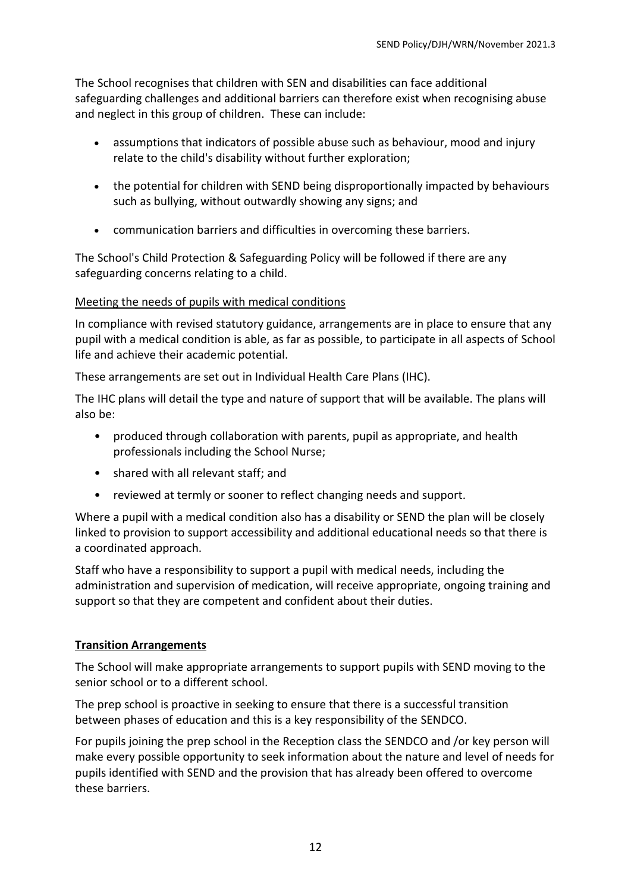The School recognises that children with SEN and disabilities can face additional safeguarding challenges and additional barriers can therefore exist when recognising abuse and neglect in this group of children. These can include:

- assumptions that indicators of possible abuse such as behaviour, mood and injury relate to the child's disability without further exploration;
- the potential for children with SEND being disproportionally impacted by behaviours such as bullying, without outwardly showing any signs; and
- communication barriers and difficulties in overcoming these barriers.

The School's Child Protection & Safeguarding Policy will be followed if there are any safeguarding concerns relating to a child.

<u>Meeting the needs of pupils with medical conditions</u>

In compliance with revised statutory guidance, arrangements are in place to ensure that any pupil with a medical condition is able, as far as possible, to participate in all aspects of School life and achieve their academic potential.

These arrangements are set out in Individual Health Care Plans (IHC).

The IHC plans will detail the type and nature of support that will be available. The plans will also be:

- produced through collaboration with parents, pupil as appropriate, and health professionals including the School Nurse;
- shared with all relevant staff; and
- reviewed at termly or sooner to reflect changing needs and support.

Where a pupil with a medical condition also has a disability or SEND the plan will be closely linked to provision to support accessibility and additional educational needs so that there is a coordinated approach.

Staff who have a responsibility to support a pupil with medical needs, including the administration and supervision of medication, will receive appropriate, ongoing training and support so that they are competent and confident about their duties.

## **Transition Arrangements**

The School will make appropriate arrangements to support pupils with SEND moving to the senior school or to a different school.

The prep school is proactive in seeking to ensure that there is a successful transition between phases of education and this is a key responsibility of the SENDCO.

For pupils joining the prep school in the Reception class the SENDCO and /or key person will make every possible opportunity to seek information about the nature and level of needs for pupils identified with SEND and the provision that has already been offered to overcome these barriers.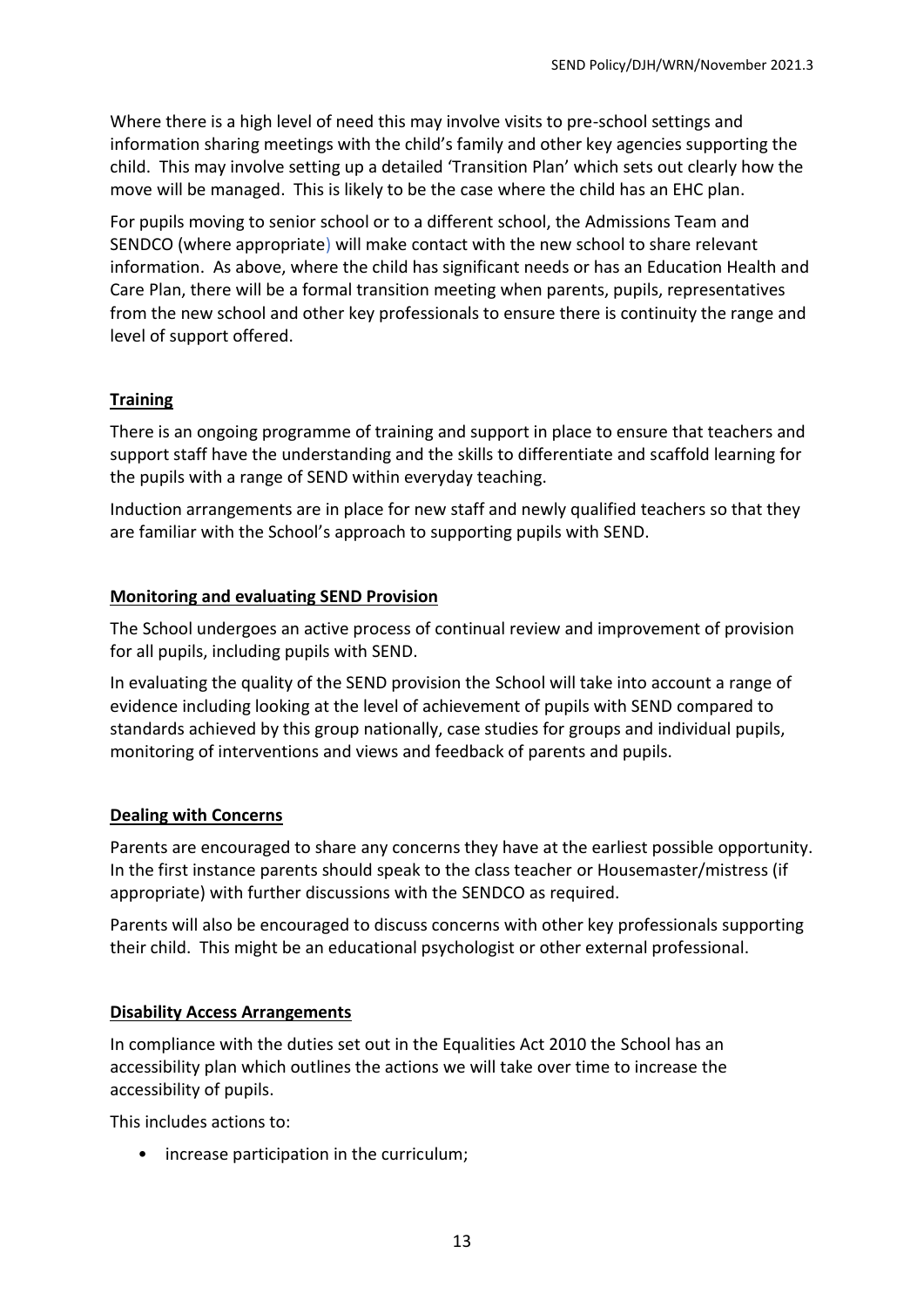Where there is a high level of need this may involve visits to pre-school settings and information sharing meetings with the child's family and other key agencies supporting the child. This may involve setting up a detailed 'Transition Plan' which sets out clearly how the move will be managed. This is likely to be the case where the child has an EHC plan.

For pupils moving to senior school or to a different school, the Admissions Team and SENDCO (where appropriate) will make contact with the new school to share relevant information. As above, where the child has significant needs or has an Education Health and Care Plan, there will be a formal transition meeting when parents, pupils, representatives from the new school and other key professionals to ensure there is continuity the range and level of support offered.

## Training

There is an ongoing programme of training and support in place to ensure that teachers and support staff have the understanding and the skills to differentiate and scaffold learning for the pupils with a range of SEND within everyday teaching.

Induction arrangements are in place for new staff and newly qualified teachers so that they are familiar with the School's approach to supporting pupils with SEND.

## Monitoring and evaluating SEND Provision

The School undergoes an active process of continual review and improvement of provision for all pupils, including pupils with SEND.

In evaluating the quality of the SEND provision the School will take into account a range of evidence including looking at the level of achievement of pupils with SEND compared to standards achieved by this group nationally, case studies for groups and individual pupils, monitoring of interventions and views and feedback of parents and pupils.

## Dealing with Concerns

Parents are encouraged to share any concerns they have at the earliest possible opportunity. In the first instance parents should speak to the class teacher or Housemaster/mistress (if appropriate) with further discussions with the SENDCO as required.

Parents will also be encouraged to discuss concerns with other key professionals supporting their child. This might be an educational psychologist or other external professional.

## Disability Access Arrangements

In compliance with the duties set out in the Equalities Act 2010 the School has an accessibility plan which outlines the actions we will take over time to increase the accessibility of pupils.

This includes actions to:

- increase participation in the curriculum;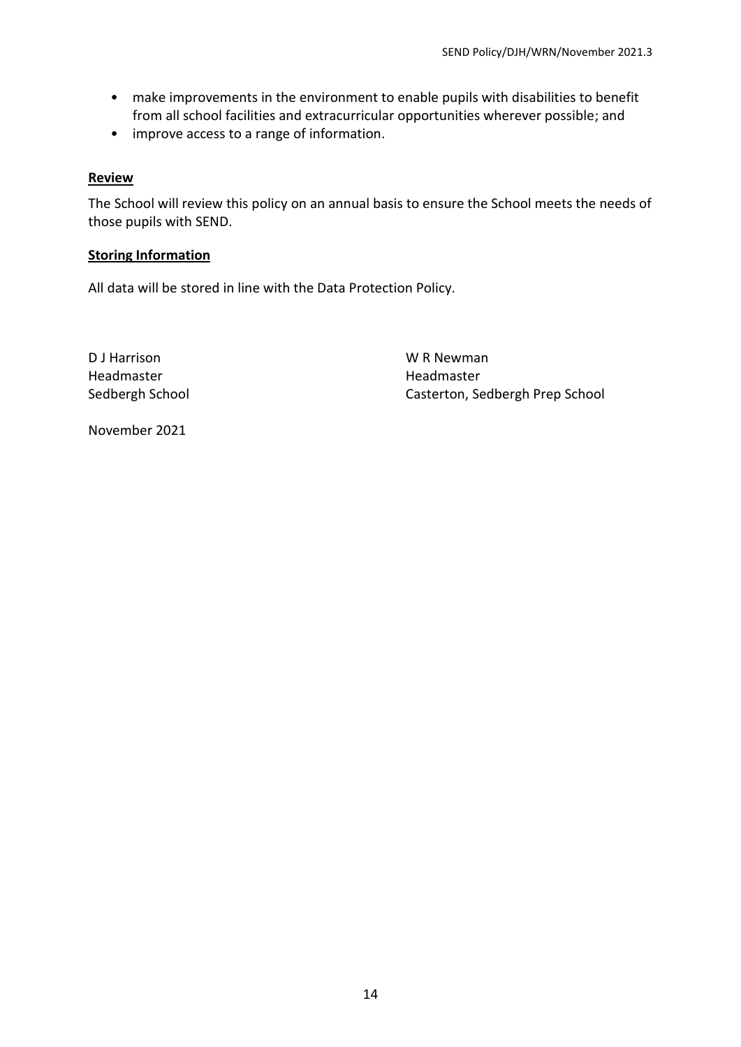- make improvements in the environment to enable pupils with disabilities to benefit from all school facilities and extracurricular opportunities wherever possible; and
- improve access to a range of information.

**Review**

The School will review this policy on an annual basis to ensure the School meets the needs of those pupils with SEND.

**Storing Information**

All data will be stored in line with the Data Protection Policy.

D J Harrison
Headmaster
Sedbergh School

W R Newman
Headmaster
Casterton, Sedbergh Prep School

November 2021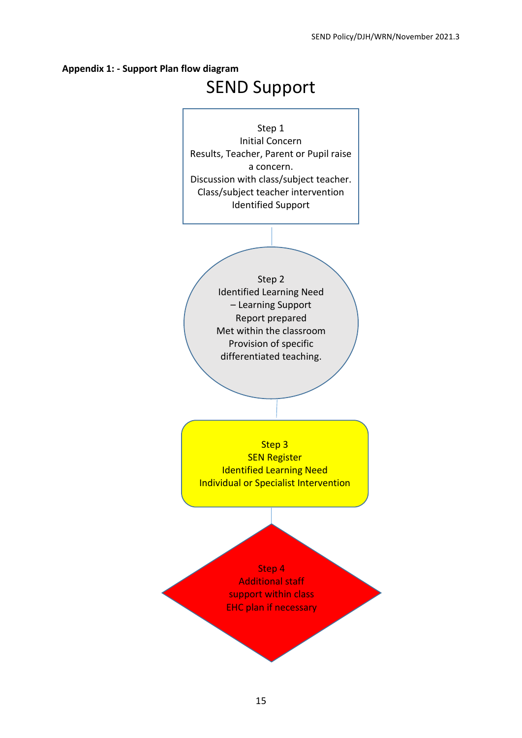**Appendix 1: - Support Plan flow diagram**

# SEND Support

Step 1
Initial Concern
Results, Teacher, Parent or Pupil raise a concern.
Discussion with class/subject teacher.
Class/subject teacher intervention
Identified Support

Step 2
Identified Learning Need – Learning Support
Report prepared
Met within the classroom
Provision of specific differentiated teaching.

Step 3
SEN Register
Identified Learning Need
Individual or Specialist Intervention

Step 4
Additional staff support within class
EHC plan if necessary